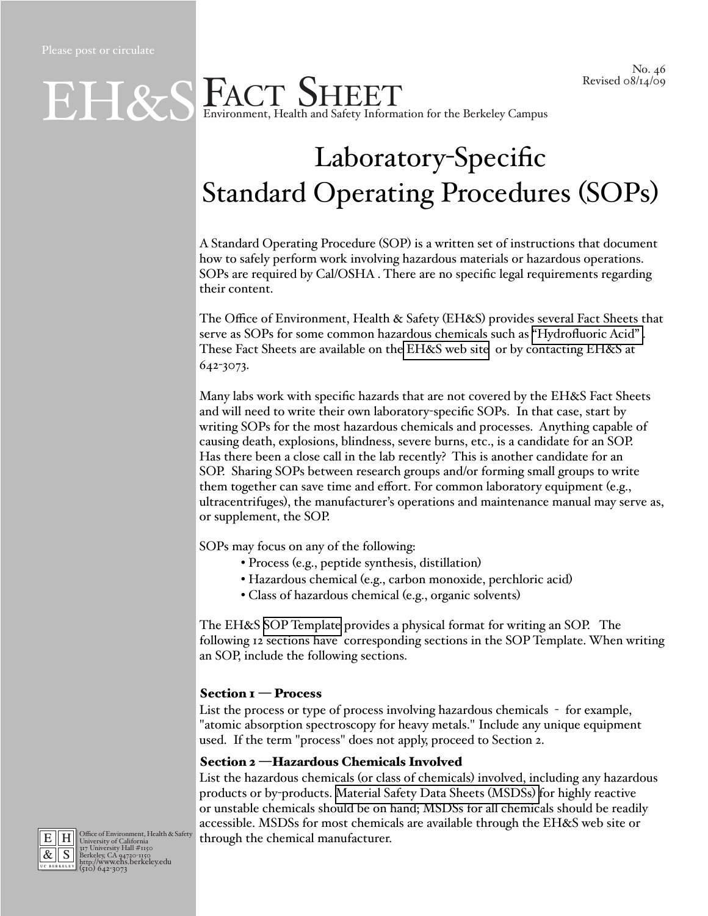Please post or circulate

No. 46
Revised 08/14/09

# EH&S Fact Sheet

Environment, Health and Safety Information for the Berkeley Campus

# Laboratory-Specific Standard Operating Procedures (SOPs)

A Standard Operating Procedure (SOP) is a written set of instructions that document how to safely perform work involving hazardous materials or hazardous operations. SOPs are required by Cal/OSHA . There are no specific legal requirements regarding their content.

The Office of Environment, Health & Safety (EH&S) provides several Fact Sheets that serve as SOPs for some common hazardous chemicals such as "Hydrofluoric Acid" . These Fact Sheets are available on the EH&S web site or by contacting EH&S at 642-3073.

Many labs work with specific hazards that are not covered by the EH&S Fact Sheets and will need to write their own laboratory-specific SOPs. In that case, start by writing SOPs for the most hazardous chemicals and processes. Anything capable of causing death, explosions, blindness, severe burns, etc., is a candidate for an SOP. Has there been a close call in the lab recently? This is another candidate for an SOP. Sharing SOPs between research groups and/or forming small groups to write them together can save time and effort. For common laboratory equipment (e.g., ultracentrifuges), the manufacturer's operations and maintenance manual may serve as, or supplement, the SOP.

SOPs may focus on any of the following:

- Process (e.g., peptide synthesis, distillation)
- Hazardous chemical (e.g., carbon monoxide, perchloric acid)
- Class of hazardous chemical (e.g., organic solvents)

The EH&S SOP Template provides a physical format for writing an SOP. The following 12 sections have corresponding sections in the SOP Template. When writing an SOP, include the following sections.

**Section 1 — Process**

List the process or type of process involving hazardous chemicals - for example, "atomic absorption spectroscopy for heavy metals." Include any unique equipment used. If the term "process" does not apply, proceed to Section 2.

**Section 2 —Hazardous Chemicals Involved**

List the hazardous chemicals (or class of chemicals) involved, including any hazardous products or by-products. Material Safety Data Sheets (MSDSs) for highly reactive or unstable chemicals should be on hand; MSDSs for all chemicals should be readily accessible. MSDSs for most chemicals are available through the EH&S web site or through the chemical manufacturer.

Office of Environment, Health & Safety
University of California
317 University Hall #1150
Berkeley, CA 94720-1150
http://www.ehs.berkeley.edu
(510) 642-3073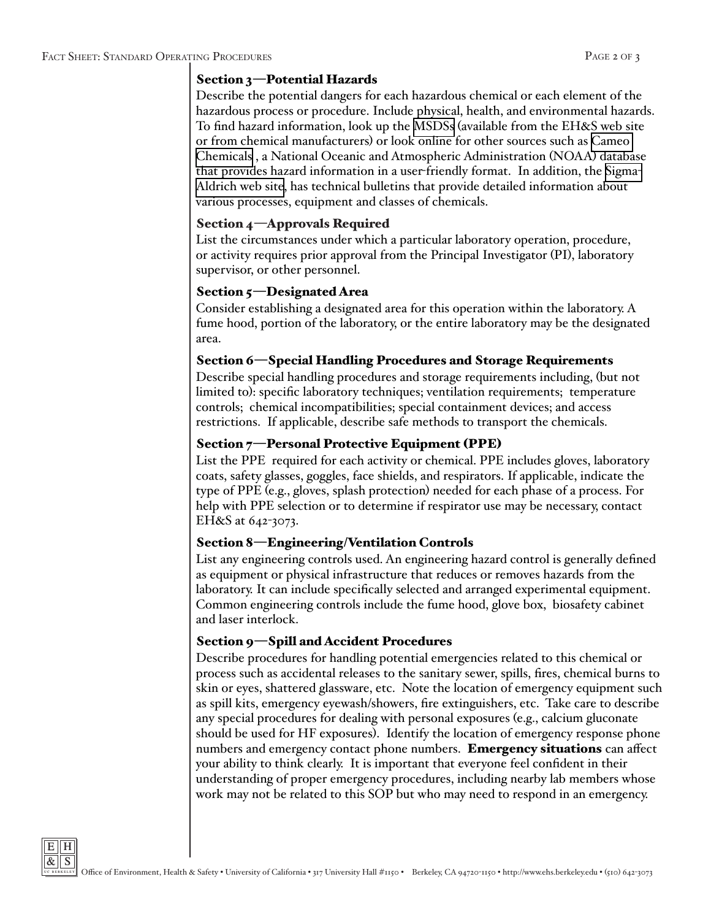### Section 3—Potential Hazards

Describe the potential dangers for each hazardous chemical or each element of the hazardous process or procedure. Include physical, health, and environmental hazards. To find hazard information, look up the MSDSs (available from the EH&S web site or from chemical manufacturers) or look online for other sources such as Cameo Chemicals , a National Oceanic and Atmospheric Administration (NOAA) database that provides hazard information in a user-friendly format. In addition, the Sigma-Aldrich web site, has technical bulletins that provide detailed information about various processes, equipment and classes of chemicals.

### Section 4—Approvals Required

List the circumstances under which a particular laboratory operation, procedure, or activity requires prior approval from the Principal Investigator (PI), laboratory supervisor, or other personnel.

### Section 5—Designated Area

Consider establishing a designated area for this operation within the laboratory. A fume hood, portion of the laboratory, or the entire laboratory may be the designated area.

### Section 6—Special Handling Procedures and Storage Requirements

Describe special handling procedures and storage requirements including, (but not limited to): specific laboratory techniques; ventilation requirements; temperature controls; chemical incompatibilities; special containment devices; and access restrictions. If applicable, describe safe methods to transport the chemicals.

### Section 7—Personal Protective Equipment (PPE)

List the PPE required for each activity or chemical. PPE includes gloves, laboratory coats, safety glasses, goggles, face shields, and respirators. If applicable, indicate the type of PPE (e.g., gloves, splash protection) needed for each phase of a process. For help with PPE selection or to determine if respirator use may be necessary, contact EH&S at 642-3073.

### Section 8—Engineering/Ventilation Controls

List any engineering controls used. An engineering hazard control is generally defined as equipment or physical infrastructure that reduces or removes hazards from the laboratory. It can include specifically selected and arranged experimental equipment. Common engineering controls include the fume hood, glove box, biosafety cabinet and laser interlock.

### Section 9—Spill and Accident Procedures

Describe procedures for handling potential emergencies related to this chemical or process such as accidental releases to the sanitary sewer, spills, fires, chemical burns to skin or eyes, shattered glassware, etc. Note the location of emergency equipment such as spill kits, emergency eyewash/showers, fire extinguishers, etc. Take care to describe any special procedures for dealing with personal exposures (e.g., calcium gluconate should be used for HF exposures). Identify the location of emergency response phone numbers and emergency contact phone numbers. **Emergency situations** can affect your ability to think clearly. It is important that everyone feel confident in their understanding of proper emergency procedures, including nearby lab members whose work may not be related to this SOP but who may need to respond in an emergency.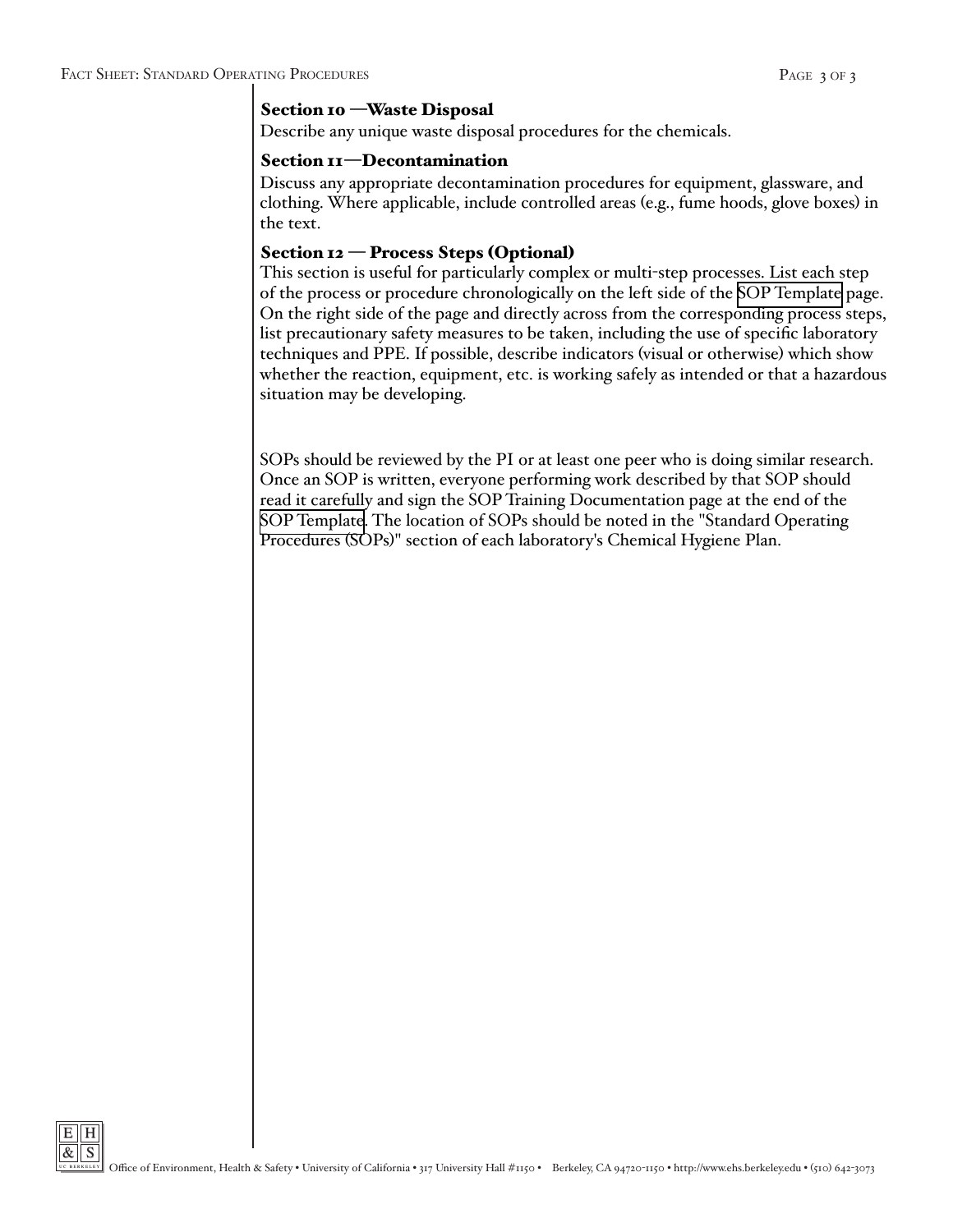### Section 10 —Waste Disposal

Describe any unique waste disposal procedures for the chemicals.

### Section 11—Decontamination

Discuss any appropriate decontamination procedures for equipment, glassware, and clothing. Where applicable, include controlled areas (e.g., fume hoods, glove boxes) in the text.

### Section 12 — Process Steps (Optional)

This section is useful for particularly complex or multi-step processes. List each step of the process or procedure chronologically on the left side of the SOP Template page. On the right side of the page and directly across from the corresponding process steps, list precautionary safety measures to be taken, including the use of specific laboratory techniques and PPE. If possible, describe indicators (visual or otherwise) which show whether the reaction, equipment, etc. is working safely as intended or that a hazardous situation may be developing.

SOPs should be reviewed by the PI or at least one peer who is doing similar research. Once an SOP is written, everyone performing work described by that SOP should read it carefully and sign the SOP Training Documentation page at the end of the SOP Template. The location of SOPs should be noted in the "Standard Operating Procedures (SOPs)" section of each laboratory's Chemical Hygiene Plan.